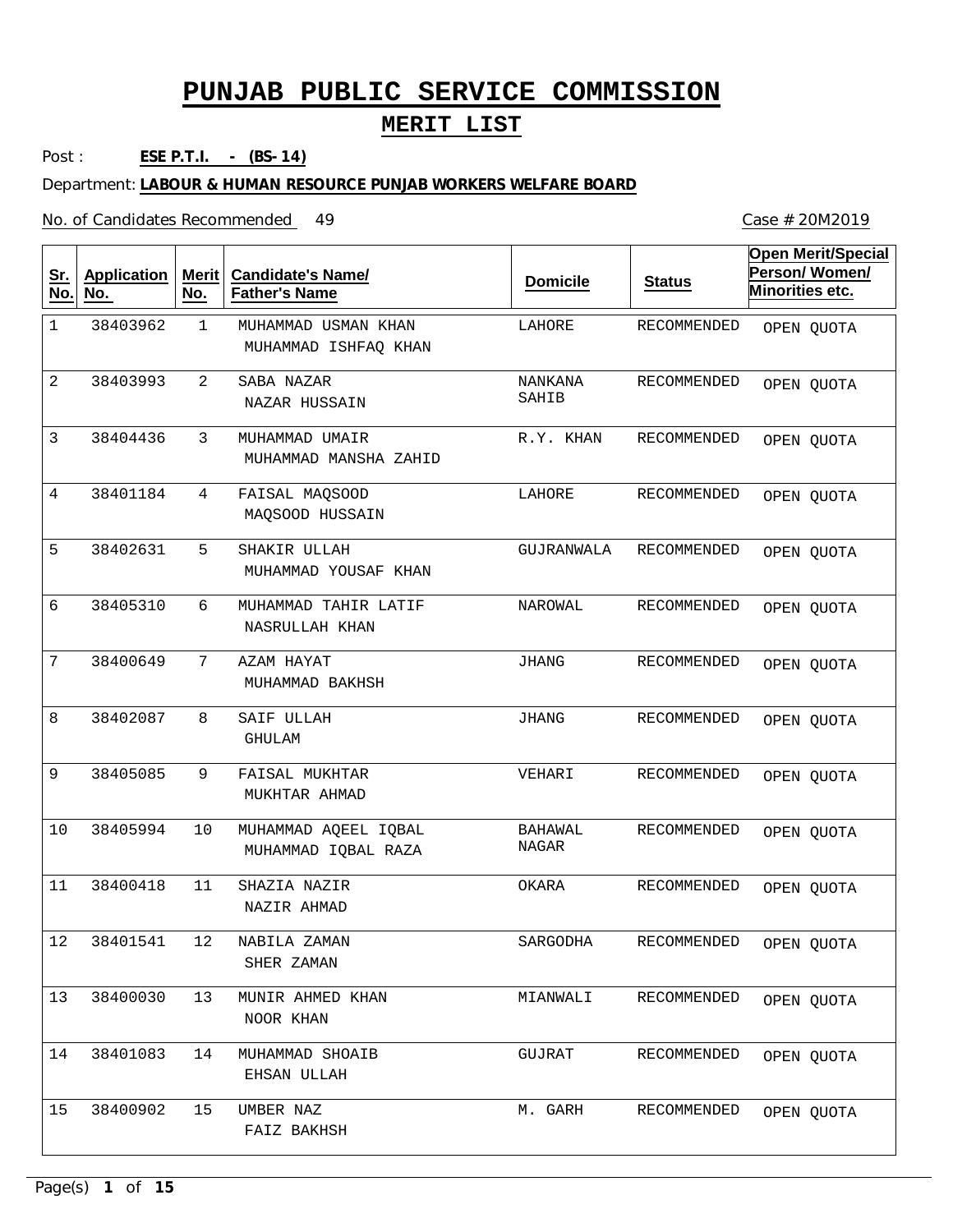# PUNJAB PUBLIC SERVICE COMMISSION

## MERIT LIST

Post : **ESE P.T.I. - (BS-14)**

Department: **LABOUR & HUMAN RESOURCE PUNJAB WORKERS WELFARE BOARD**

No. of Candidates Recommended 49

Case # 20M2019

| Sr. No. | Application No. | Merit No. | Candidate's Name/ Father's Name | Domicile | Status | Open Merit/Special Person/ Women/ Minorities etc. |
|---|---|---|---|---|---|---|
| 1 | 38403962 | 1 | MUHAMMAD USMAN KHAN<br>MUHAMMAD ISHFAQ KHAN | LAHORE | RECOMMENDED | OPEN QUOTA |
| 2 | 38403993 | 2 | SABA NAZAR<br>NAZAR HUSSAIN | NANKANA SAHIB | RECOMMENDED | OPEN QUOTA |
| 3 | 38404436 | 3 | MUHAMMAD UMAIR<br>MUHAMMAD MANSHA ZAHID | R.Y. KHAN | RECOMMENDED | OPEN QUOTA |
| 4 | 38401184 | 4 | FAISAL MAQSOOD<br>MAQSOOD HUSSAIN | LAHORE | RECOMMENDED | OPEN QUOTA |
| 5 | 38402631 | 5 | SHAKIR ULLAH<br>MUHAMMAD YOUSAF KHAN | GUJRANWALA | RECOMMENDED | OPEN QUOTA |
| 6 | 38405310 | 6 | MUHAMMAD TAHIR LATIF<br>NASRULLAH KHAN | NAROWAL | RECOMMENDED | OPEN QUOTA |
| 7 | 38400649 | 7 | AZAM HAYAT<br>MUHAMMAD BAKHSH | JHANG | RECOMMENDED | OPEN QUOTA |
| 8 | 38402087 | 8 | SAIF ULLAH<br>GHULAM | JHANG | RECOMMENDED | OPEN QUOTA |
| 9 | 38405085 | 9 | FAISAL MUKHTAR<br>MUKHTAR AHMAD | VEHARI | RECOMMENDED | OPEN QUOTA |
| 10 | 38405994 | 10 | MUHAMMAD AQEEL IQBAL<br>MUHAMMAD IQBAL RAZA | BAHAWAL NAGAR | RECOMMENDED | OPEN QUOTA |
| 11 | 38400418 | 11 | SHAZIA NAZIR<br>NAZIR AHMAD | OKARA | RECOMMENDED | OPEN QUOTA |
| 12 | 38401541 | 12 | NABILA ZAMAN<br>SHER ZAMAN | SARGODHA | RECOMMENDED | OPEN QUOTA |
| 13 | 38400030 | 13 | MUNIR AHMED KHAN<br>NOOR KHAN | MIANWALI | RECOMMENDED | OPEN QUOTA |
| 14 | 38401083 | 14 | MUHAMMAD SHOAIB<br>EHSAN ULLAH | GUJRAT | RECOMMENDED | OPEN QUOTA |
| 15 | 38400902 | 15 | UMBER NAZ<br>FAIZ BAKHSH | M. GARH | RECOMMENDED | OPEN QUOTA |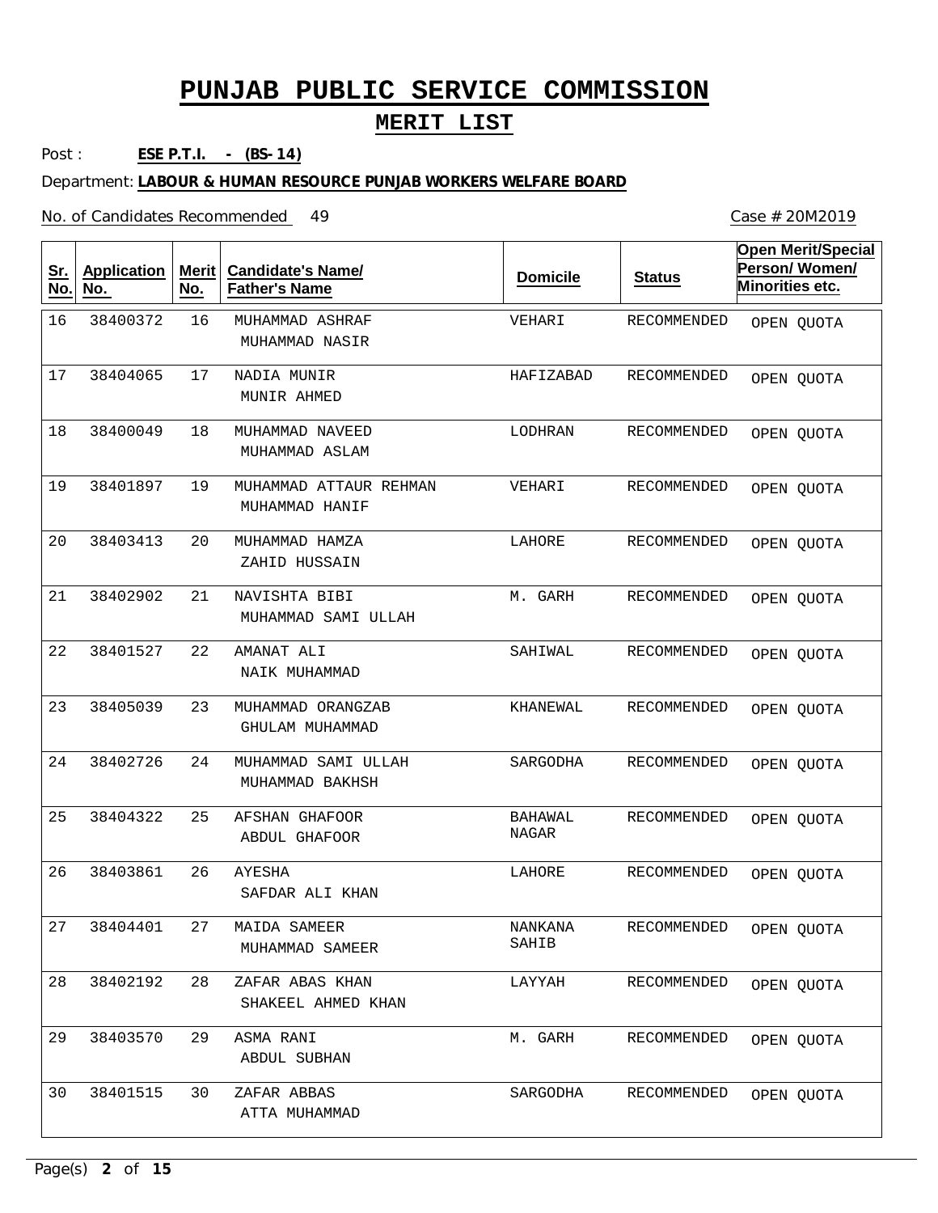# PUNJAB PUBLIC SERVICE COMMISSION

## MERIT LIST

Post : **ESE P.T.I. - (BS-14)**

Department: **LABOUR & HUMAN RESOURCE PUNJAB WORKERS WELFARE BOARD**

No. of Candidates Recommended 49

Case # 20M2019

| Sr. No. | Application No. | Merit No. | Candidate's Name/ Father's Name | Domicile | Status | Open Merit/Special Person/ Women/ Minorities etc. |
|---|---|---|---|---|---|---|
| 16 | 38400372 | 16 | MUHAMMAD ASHRAF<br>MUHAMMAD NASIR | VEHARI | RECOMMENDED | OPEN QUOTA |
| 17 | 38404065 | 17 | NADIA MUNIR<br>MUNIR AHMED | HAFIZABAD | RECOMMENDED | OPEN QUOTA |
| 18 | 38400049 | 18 | MUHAMMAD NAVEED<br>MUHAMMAD ASLAM | LODHRAN | RECOMMENDED | OPEN QUOTA |
| 19 | 38401897 | 19 | MUHAMMAD ATTAUR REHMAN<br>MUHAMMAD HANIF | VEHARI | RECOMMENDED | OPEN QUOTA |
| 20 | 38403413 | 20 | MUHAMMAD HAMZA<br>ZAHID HUSSAIN | LAHORE | RECOMMENDED | OPEN QUOTA |
| 21 | 38402902 | 21 | NAVISHTA BIBI<br>MUHAMMAD SAMI ULLAH | M. GARH | RECOMMENDED | OPEN QUOTA |
| 22 | 38401527 | 22 | AMANAT ALI<br>NAIK MUHAMMAD | SAHIWAL | RECOMMENDED | OPEN QUOTA |
| 23 | 38405039 | 23 | MUHAMMAD ORANGZAB<br>GHULAM MUHAMMAD | KHANEWAL | RECOMMENDED | OPEN QUOTA |
| 24 | 38402726 | 24 | MUHAMMAD SAMI ULLAH<br>MUHAMMAD BAKHSH | SARGODHA | RECOMMENDED | OPEN QUOTA |
| 25 | 38404322 | 25 | AFSHAN GHAFOOR<br>ABDUL GHAFOOR | BAHAWAL NAGAR | RECOMMENDED | OPEN QUOTA |
| 26 | 38403861 | 26 | AYESHA<br>SAFDAR ALI KHAN | LAHORE | RECOMMENDED | OPEN QUOTA |
| 27 | 38404401 | 27 | MAIDA SAMEER<br>MUHAMMAD SAMEER | NANKANA SAHIB | RECOMMENDED | OPEN QUOTA |
| 28 | 38402192 | 28 | ZAFAR ABAS KHAN<br>SHAKEEL AHMED KHAN | LAYYAH | RECOMMENDED | OPEN QUOTA |
| 29 | 38403570 | 29 | ASMA RANI<br>ABDUL SUBHAN | M. GARH | RECOMMENDED | OPEN QUOTA |
| 30 | 38401515 | 30 | ZAFAR ABBAS<br>ATTA MUHAMMAD | SARGODHA | RECOMMENDED | OPEN QUOTA |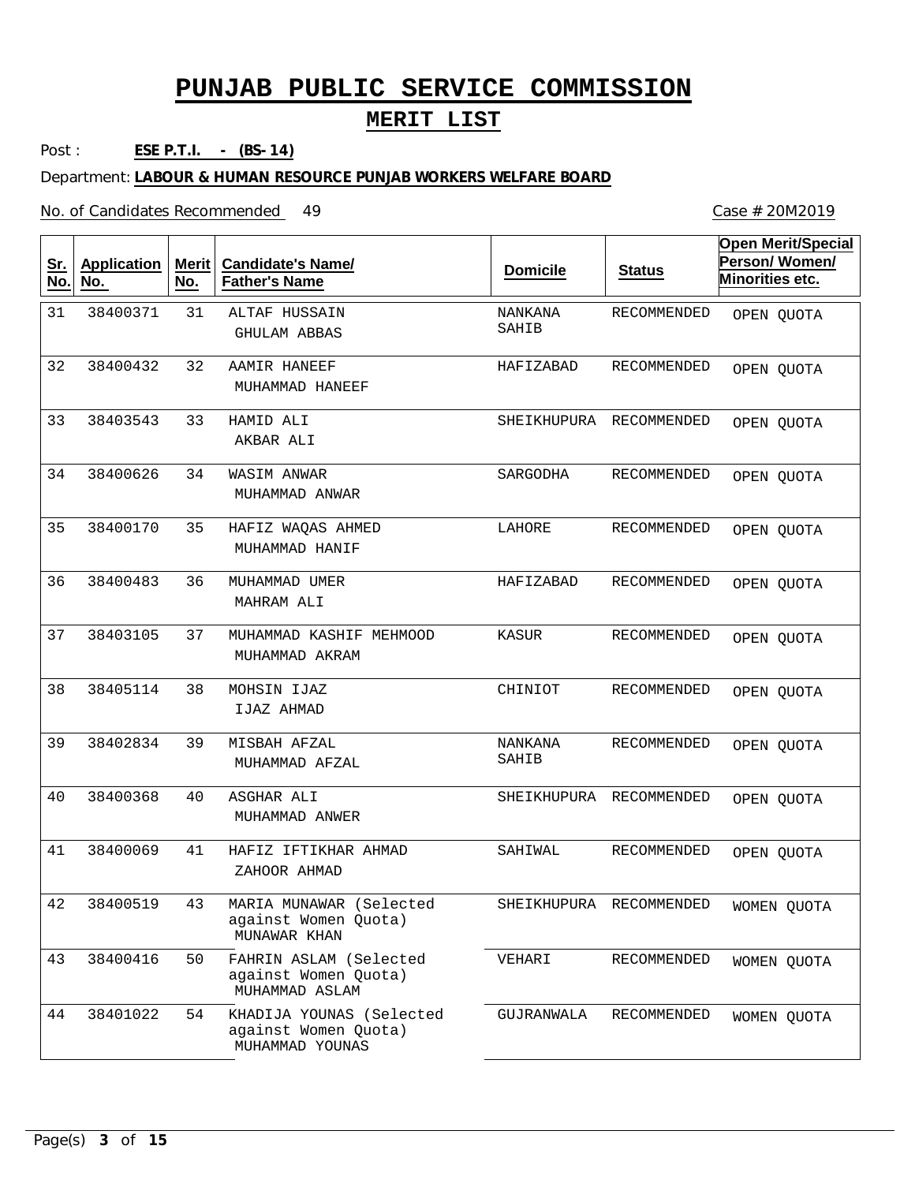# PUNJAB PUBLIC SERVICE COMMISSION

## MERIT LIST

Post : **ESE P.T.I. - (BS-14)**

Department: **LABOUR & HUMAN RESOURCE PUNJAB WORKERS WELFARE BOARD**

No. of Candidates Recommended 49

Case # 20M2019

| Sr. No. | Application No. | Merit No. | Candidate's Name/ Father's Name | Domicile | Status | Open Merit/Special Person/ Women/ Minorities etc. |
|---|---|---|---|---|---|---|
| 31 | 38400371 | 31 | ALTAF HUSSAIN<br>GHULAM ABBAS | NANKANA SAHIB | RECOMMENDED | OPEN QUOTA |
| 32 | 38400432 | 32 | AAMIR HANEEF<br>MUHAMMAD HANEEF | HAFIZABAD | RECOMMENDED | OPEN QUOTA |
| 33 | 38403543 | 33 | HAMID ALI<br>AKBAR ALI | SHEIKHUPURA | RECOMMENDED | OPEN QUOTA |
| 34 | 38400626 | 34 | WASIM ANWAR<br>MUHAMMAD ANWAR | SARGODHA | RECOMMENDED | OPEN QUOTA |
| 35 | 38400170 | 35 | HAFIZ WAQAS AHMED<br>MUHAMMAD HANIF | LAHORE | RECOMMENDED | OPEN QUOTA |
| 36 | 38400483 | 36 | MUHAMMAD UMER<br>MAHRAM ALI | HAFIZABAD | RECOMMENDED | OPEN QUOTA |
| 37 | 38403105 | 37 | MUHAMMAD KASHIF MEHMOOD<br>MUHAMMAD AKRAM | KASUR | RECOMMENDED | OPEN QUOTA |
| 38 | 38405114 | 38 | MOHSIN IJAZ<br>IJAZ AHMAD | CHINIOT | RECOMMENDED | OPEN QUOTA |
| 39 | 38402834 | 39 | MISBAH AFZAL<br>MUHAMMAD AFZAL | NANKANA SAHIB | RECOMMENDED | OPEN QUOTA |
| 40 | 38400368 | 40 | ASGHAR ALI<br>MUHAMMAD ANWER | SHEIKHUPURA | RECOMMENDED | OPEN QUOTA |
| 41 | 38400069 | 41 | HAFIZ IFTIKHAR AHMAD<br>ZAHOOR AHMAD | SAHIWAL | RECOMMENDED | OPEN QUOTA |
| 42 | 38400519 | 43 | MARIA MUNAWAR (Selected against Women Quota)<br>MUNAWAR KHAN | SHEIKHUPURA | RECOMMENDED | WOMEN QUOTA |
| 43 | 38400416 | 50 | FAHRIN ASLAM (Selected against Women Quota)<br>MUHAMMAD ASLAM | VEHARI | RECOMMENDED | WOMEN QUOTA |
| 44 | 38401022 | 54 | KHADIJA YOUNAS (Selected against Women Quota)<br>MUHAMMAD YOUNAS | GUJRANWALA | RECOMMENDED | WOMEN QUOTA |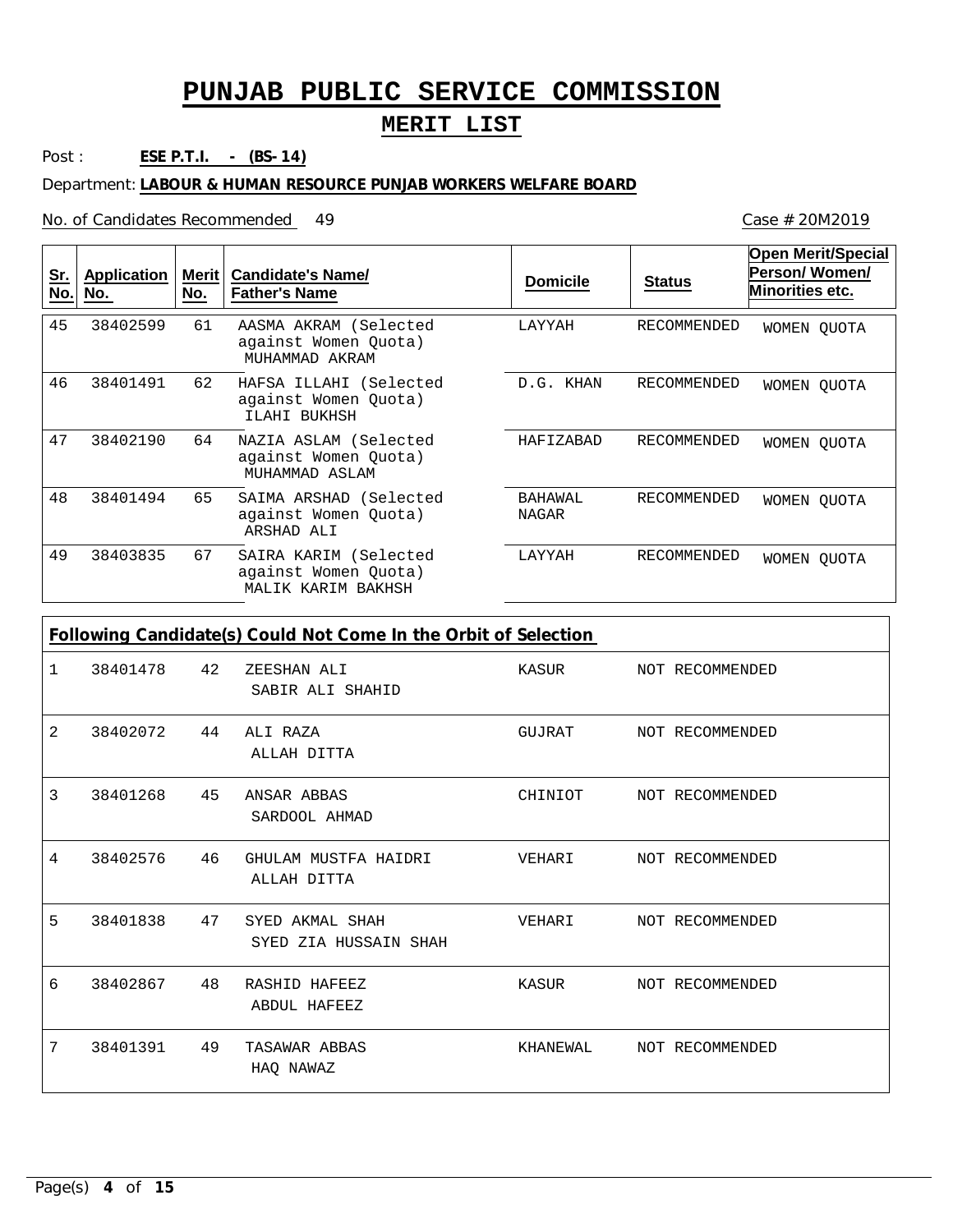# PUNJAB PUBLIC SERVICE COMMISSION

## MERIT LIST

Post : **ESE P.T.I. - (BS-14)**

Department: **LABOUR & HUMAN RESOURCE PUNJAB WORKERS WELFARE BOARD**

No. of Candidates Recommended 49

Case # 20M2019

| Sr. No. | Application No. | Merit No. | Candidate's Name/ Father's Name | Domicile | Status | Open Merit/Special Person/ Women/ Minorities etc. |
|---|---|---|---|---|---|---|
| 45 | 38402599 | 61 | AASMA AKRAM (Selected against Women Quota) MUHAMMAD AKRAM | LAYYAH | RECOMMENDED | WOMEN QUOTA |
| 46 | 38401491 | 62 | HAFSA ILLAHI (Selected against Women Quota) ILAHI BUKHSH | D.G. KHAN | RECOMMENDED | WOMEN QUOTA |
| 47 | 38402190 | 64 | NAZIA ASLAM (Selected against Women Quota) MUHAMMAD ASLAM | HAFIZABAD | RECOMMENDED | WOMEN QUOTA |
| 48 | 38401494 | 65 | SAIMA ARSHAD (Selected against Women Quota) ARSHAD ALI | BAHAWAL NAGAR | RECOMMENDED | WOMEN QUOTA |
| 49 | 38403835 | 67 | SAIRA KARIM (Selected against Women Quota) MALIK KARIM BAKHSH | LAYYAH | RECOMMENDED | WOMEN QUOTA |

**Following Candidate(s) Could Not Come In the Orbit of Selection**

| Sr. No. | Application No. | Merit No. | Candidate's Name/ Father's Name | Domicile | Status |
|---|---|---|---|---|---|
| 1 | 38401478 | 42 | ZEESHAN ALI SABIR ALI SHAHID | KASUR | NOT RECOMMENDED |
| 2 | 38402072 | 44 | ALI RAZA ALLAH DITTA | GUJRAT | NOT RECOMMENDED |
| 3 | 38401268 | 45 | ANSAR ABBAS SARDOOL AHMAD | CHINIOT | NOT RECOMMENDED |
| 4 | 38402576 | 46 | GHULAM MUSTFA HAIDRI ALLAH DITTA | VEHARI | NOT RECOMMENDED |
| 5 | 38401838 | 47 | SYED AKMAL SHAH SYED ZIA HUSSAIN SHAH | VEHARI | NOT RECOMMENDED |
| 6 | 38402867 | 48 | RASHID HAFEEZ ABDUL HAFEEZ | KASUR | NOT RECOMMENDED |
| 7 | 38401391 | 49 | TASAWAR ABBAS HAQ NAWAZ | KHANEWAL | NOT RECOMMENDED |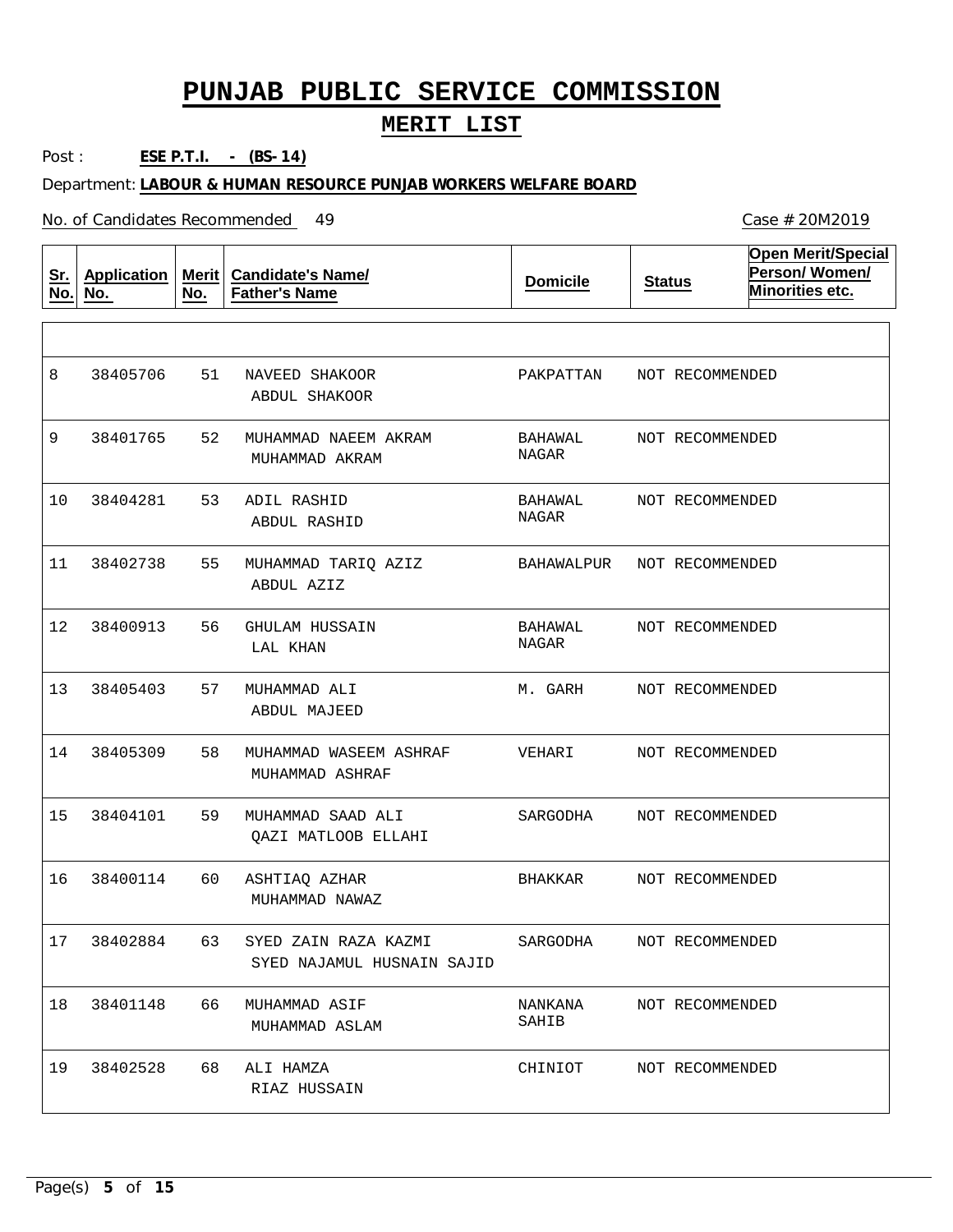# PUNJAB PUBLIC SERVICE COMMISSION

## MERIT LIST

Post : **ESE P.T.I. - (BS-14)**

Department: **LABOUR & HUMAN RESOURCE PUNJAB WORKERS WELFARE BOARD**

No. of Candidates Recommended 49

Case # 20M2019

| Sr. No. | Application No. | Merit No. | Candidate's Name/ Father's Name | Domicile | Status | Open Merit/Special Person/ Women/ Minorities etc. |
|---|---|---|---|---|---|---|
| 8 | 38405706 | 51 | NAVEED SHAKOOR<br>ABDUL SHAKOOR | PAKPATTAN | NOT RECOMMENDED | |
| 9 | 38401765 | 52 | MUHAMMAD NAEEM AKRAM<br>MUHAMMAD AKRAM | BAHAWAL NAGAR | NOT RECOMMENDED | |
| 10 | 38404281 | 53 | ADIL RASHID<br>ABDUL RASHID | BAHAWAL NAGAR | NOT RECOMMENDED | |
| 11 | 38402738 | 55 | MUHAMMAD TARIQ AZIZ<br>ABDUL AZIZ | BAHAWALPUR | NOT RECOMMENDED | |
| 12 | 38400913 | 56 | GHULAM HUSSAIN<br>LAL KHAN | BAHAWAL NAGAR | NOT RECOMMENDED | |
| 13 | 38405403 | 57 | MUHAMMAD ALI<br>ABDUL MAJEED | M. GARH | NOT RECOMMENDED | |
| 14 | 38405309 | 58 | MUHAMMAD WASEEM ASHRAF<br>MUHAMMAD ASHRAF | VEHARI | NOT RECOMMENDED | |
| 15 | 38404101 | 59 | MUHAMMAD SAAD ALI<br>QAZI MATLOOB ELLAHI | SARGODHA | NOT RECOMMENDED | |
| 16 | 38400114 | 60 | ASHTIAQ AZHAR<br>MUHAMMAD NAWAZ | BHAKKAR | NOT RECOMMENDED | |
| 17 | 38402884 | 63 | SYED ZAIN RAZA KAZMI<br>SYED NAJAMUL HUSNAIN SAJID | SARGODHA | NOT RECOMMENDED | |
| 18 | 38401148 | 66 | MUHAMMAD ASIF<br>MUHAMMAD ASLAM | NANKANA SAHIB | NOT RECOMMENDED | |
| 19 | 38402528 | 68 | ALI HAMZA<br>RIAZ HUSSAIN | CHINIOT | NOT RECOMMENDED | |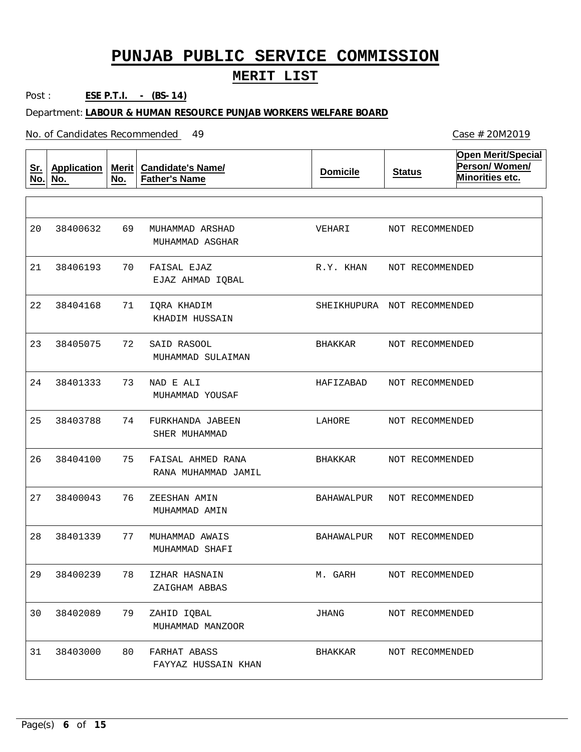# PUNJAB PUBLIC SERVICE COMMISSION

## MERIT LIST

Post : **ESE P.T.I. - (BS-14)**

Department: **LABOUR & HUMAN RESOURCE PUNJAB WORKERS WELFARE BOARD**

No. of Candidates Recommended 49

Case # 20M2019

| Sr. No. | Application No. | Merit No. | Candidate's Name/ Father's Name | Domicile | Status | Open Merit/Special Person/ Women/ Minorities etc. |
|---|---|---|---|---|---|---|
| 20 | 38400632 | 69 | MUHAMMAD ARSHAD<br>MUHAMMAD ASGHAR | VEHARI | NOT RECOMMENDED | |
| 21 | 38406193 | 70 | FAISAL EJAZ<br>EJAZ AHMAD IQBAL | R.Y. KHAN | NOT RECOMMENDED | |
| 22 | 38404168 | 71 | IQRA KHADIM<br>KHADIM HUSSAIN | SHEIKHUPURA | NOT RECOMMENDED | |
| 23 | 38405075 | 72 | SAID RASOOL<br>MUHAMMAD SULAIMAN | BHAKKAR | NOT RECOMMENDED | |
| 24 | 38401333 | 73 | NAD E ALI<br>MUHAMMAD YOUSAF | HAFIZABAD | NOT RECOMMENDED | |
| 25 | 38403788 | 74 | FURKHANDA JABEEN<br>SHER MUHAMMAD | LAHORE | NOT RECOMMENDED | |
| 26 | 38404100 | 75 | FAISAL AHMED RANA<br>RANA MUHAMMAD JAMIL | BHAKKAR | NOT RECOMMENDED | |
| 27 | 38400043 | 76 | ZEESHAN AMIN<br>MUHAMMAD AMIN | BAHAWALPUR | NOT RECOMMENDED | |
| 28 | 38401339 | 77 | MUHAMMAD AWAIS<br>MUHAMMAD SHAFI | BAHAWALPUR | NOT RECOMMENDED | |
| 29 | 38400239 | 78 | IZHAR HASNAIN<br>ZAIGHAM ABBAS | M. GARH | NOT RECOMMENDED | |
| 30 | 38402089 | 79 | ZAHID IQBAL<br>MUHAMMAD MANZOOR | JHANG | NOT RECOMMENDED | |
| 31 | 38403000 | 80 | FARHAT ABASS<br>FAYYAZ HUSSAIN KHAN | BHAKKAR | NOT RECOMMENDED | |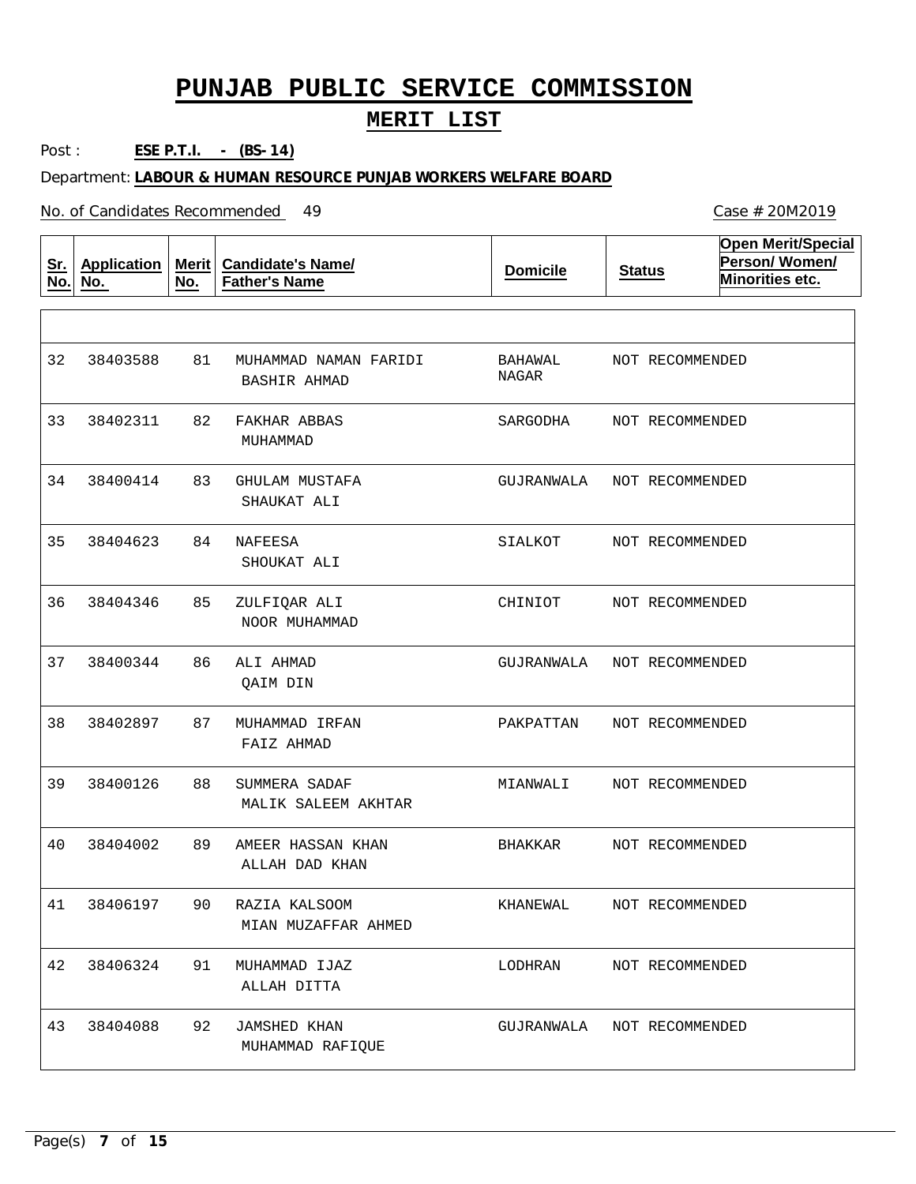# PUNJAB PUBLIC SERVICE COMMISSION

## MERIT LIST

Post : **ESE P.T.I. - (BS-14)**

Department: **LABOUR & HUMAN RESOURCE PUNJAB WORKERS WELFARE BOARD**

No. of Candidates Recommended 49

Case # 20M2019

| Sr. No. | Application No. | Merit No. | Candidate's Name/ Father's Name | Domicile | Status | Open Merit/Special Person/ Women/ Minorities etc. |
|---|---|---|---|---|---|---|
| 32 | 38403588 | 81 | MUHAMMAD NAMAN FARIDI<br>BASHIR AHMAD | BAHAWAL NAGAR | NOT RECOMMENDED | |
| 33 | 38402311 | 82 | FAKHAR ABBAS<br>MUHAMMAD | SARGODHA | NOT RECOMMENDED | |
| 34 | 38400414 | 83 | GHULAM MUSTAFA<br>SHAUKAT ALI | GUJRANWALA | NOT RECOMMENDED | |
| 35 | 38404623 | 84 | NAFEESA<br>SHOUKAT ALI | SIALKOT | NOT RECOMMENDED | |
| 36 | 38404346 | 85 | ZULFIQAR ALI<br>NOOR MUHAMMAD | CHINIOT | NOT RECOMMENDED | |
| 37 | 38400344 | 86 | ALI AHMAD<br>QAIM DIN | GUJRANWALA | NOT RECOMMENDED | |
| 38 | 38402897 | 87 | MUHAMMAD IRFAN<br>FAIZ AHMAD | PAKPATTAN | NOT RECOMMENDED | |
| 39 | 38400126 | 88 | SUMMERA SADAF<br>MALIK SALEEM AKHTAR | MIANWALI | NOT RECOMMENDED | |
| 40 | 38404002 | 89 | AMEER HASSAN KHAN<br>ALLAH DAD KHAN | BHAKKAR | NOT RECOMMENDED | |
| 41 | 38406197 | 90 | RAZIA KALSOOM<br>MIAN MUZAFFAR AHMED | KHANEWAL | NOT RECOMMENDED | |
| 42 | 38406324 | 91 | MUHAMMAD IJAZ<br>ALLAH DITTA | LODHRAN | NOT RECOMMENDED | |
| 43 | 38404088 | 92 | JAMSHED KHAN<br>MUHAMMAD RAFIQUE | GUJRANWALA | NOT RECOMMENDED | |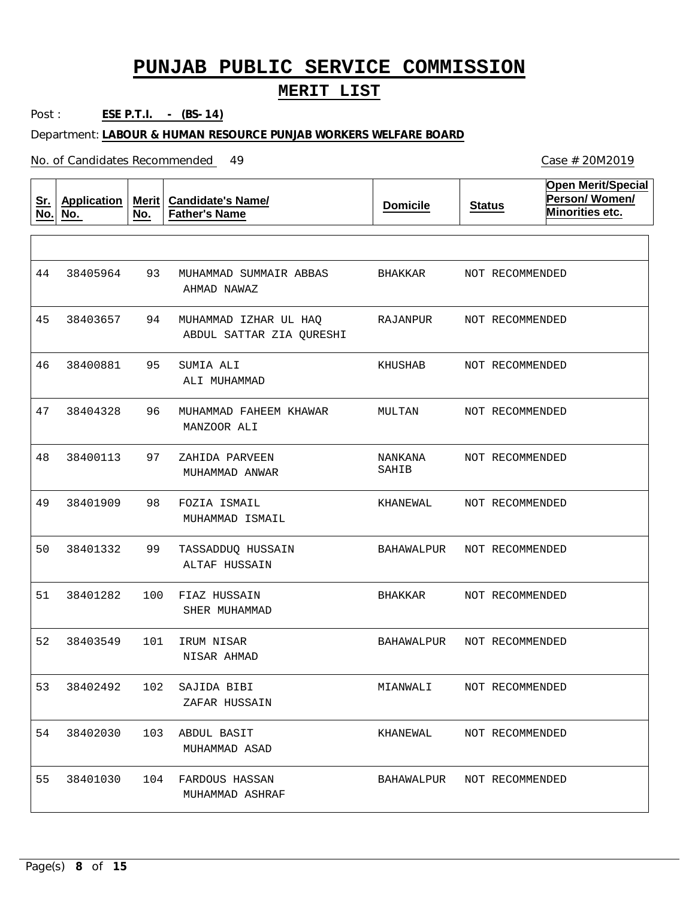# PUNJAB PUBLIC SERVICE COMMISSION

## MERIT LIST

Post : **ESE P.T.I. - (BS-14)**

Department: **LABOUR & HUMAN RESOURCE PUNJAB WORKERS WELFARE BOARD**

No. of Candidates Recommended 49

Case # 20M2019

| Sr. No. | Application No. | Merit No. | Candidate's Name/ Father's Name | Domicile | Status | Open Merit/Special Person/ Women/ Minorities etc. |
|---|---|---|---|---|---|---|
| 44 | 38405964 | 93 | MUHAMMAD SUMMAIR ABBAS<br>AHMAD NAWAZ | BHAKKAR | NOT RECOMMENDED | |
| 45 | 38403657 | 94 | MUHAMMAD IZHAR UL HAQ<br>ABDUL SATTAR ZIA QURESHI | RAJANPUR | NOT RECOMMENDED | |
| 46 | 38400881 | 95 | SUMIA ALI<br>ALI MUHAMMAD | KHUSHAB | NOT RECOMMENDED | |
| 47 | 38404328 | 96 | MUHAMMAD FAHEEM KHAWAR<br>MANZOOR ALI | MULTAN | NOT RECOMMENDED | |
| 48 | 38400113 | 97 | ZAHIDA PARVEEN<br>MUHAMMAD ANWAR | NANKANA SAHIB | NOT RECOMMENDED | |
| 49 | 38401909 | 98 | FOZIA ISMAIL<br>MUHAMMAD ISMAIL | KHANEWAL | NOT RECOMMENDED | |
| 50 | 38401332 | 99 | TASSADDUQ HUSSAIN<br>ALTAF HUSSAIN | BAHAWALPUR | NOT RECOMMENDED | |
| 51 | 38401282 | 100 | FIAZ HUSSAIN<br>SHER MUHAMMAD | BHAKKAR | NOT RECOMMENDED | |
| 52 | 38403549 | 101 | IRUM NISAR<br>NISAR AHMAD | BAHAWALPUR | NOT RECOMMENDED | |
| 53 | 38402492 | 102 | SAJIDA BIBI<br>ZAFAR HUSSAIN | MIANWALI | NOT RECOMMENDED | |
| 54 | 38402030 | 103 | ABDUL BASIT<br>MUHAMMAD ASAD | KHANEWAL | NOT RECOMMENDED | |
| 55 | 38401030 | 104 | FARDOUS HASSAN<br>MUHAMMAD ASHRAF | BAHAWALPUR | NOT RECOMMENDED | |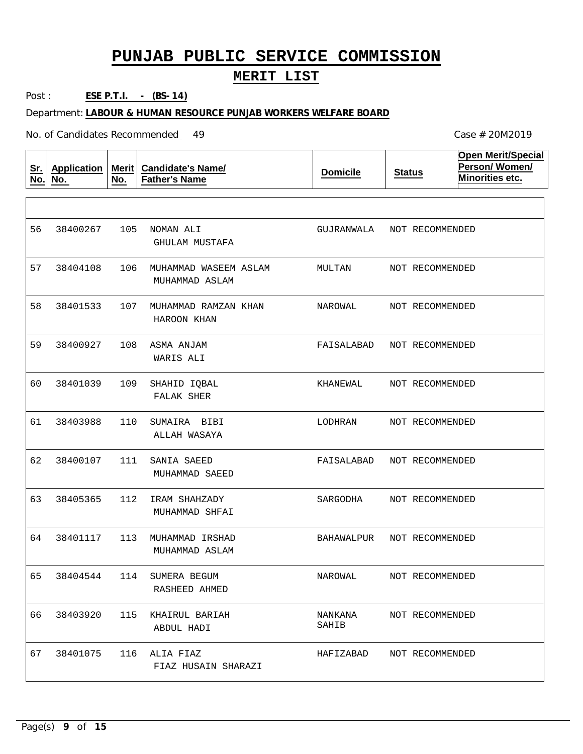# PUNJAB PUBLIC SERVICE COMMISSION

## MERIT LIST

Post : **ESE P.T.I. - (BS-14)**

Department: **LABOUR & HUMAN RESOURCE PUNJAB WORKERS WELFARE BOARD**

No. of Candidates Recommended 49

Case # 20M2019

| Sr. No. | Application No. | Merit No. | Candidate's Name/ Father's Name | Domicile | Status | Open Merit/Special Person/ Women/ Minorities etc. |
|---|---|---|---|---|---|---|
| 56 | 38400267 | 105 | NOMAN ALI<br>GHULAM MUSTAFA | GUJRANWALA | NOT RECOMMENDED | |
| 57 | 38404108 | 106 | MUHAMMAD WASEEM ASLAM<br>MUHAMMAD ASLAM | MULTAN | NOT RECOMMENDED | |
| 58 | 38401533 | 107 | MUHAMMAD RAMZAN KHAN<br>HAROON KHAN | NAROWAL | NOT RECOMMENDED | |
| 59 | 38400927 | 108 | ASMA ANJAM<br>WARIS ALI | FAISALABAD | NOT RECOMMENDED | |
| 60 | 38401039 | 109 | SHAHID IQBAL<br>FALAK SHER | KHANEWAL | NOT RECOMMENDED | |
| 61 | 38403988 | 110 | SUMAIRA BIBI<br>ALLAH WASAYA | LODHRAN | NOT RECOMMENDED | |
| 62 | 38400107 | 111 | SANIA SAEED<br>MUHAMMAD SAEED | FAISALABAD | NOT RECOMMENDED | |
| 63 | 38405365 | 112 | IRAM SHAHZADY<br>MUHAMMAD SHFAI | SARGODHA | NOT RECOMMENDED | |
| 64 | 38401117 | 113 | MUHAMMAD IRSHAD<br>MUHAMMAD ASLAM | BAHAWALPUR | NOT RECOMMENDED | |
| 65 | 38404544 | 114 | SUMERA BEGUM<br>RASHEED AHMED | NAROWAL | NOT RECOMMENDED | |
| 66 | 38403920 | 115 | KHAIRUL BARIAH<br>ABDUL HADI | NANKANA SAHIB | NOT RECOMMENDED | |
| 67 | 38401075 | 116 | ALIA FIAZ<br>FIAZ HUSAIN SHARAZI | HAFIZABAD | NOT RECOMMENDED | |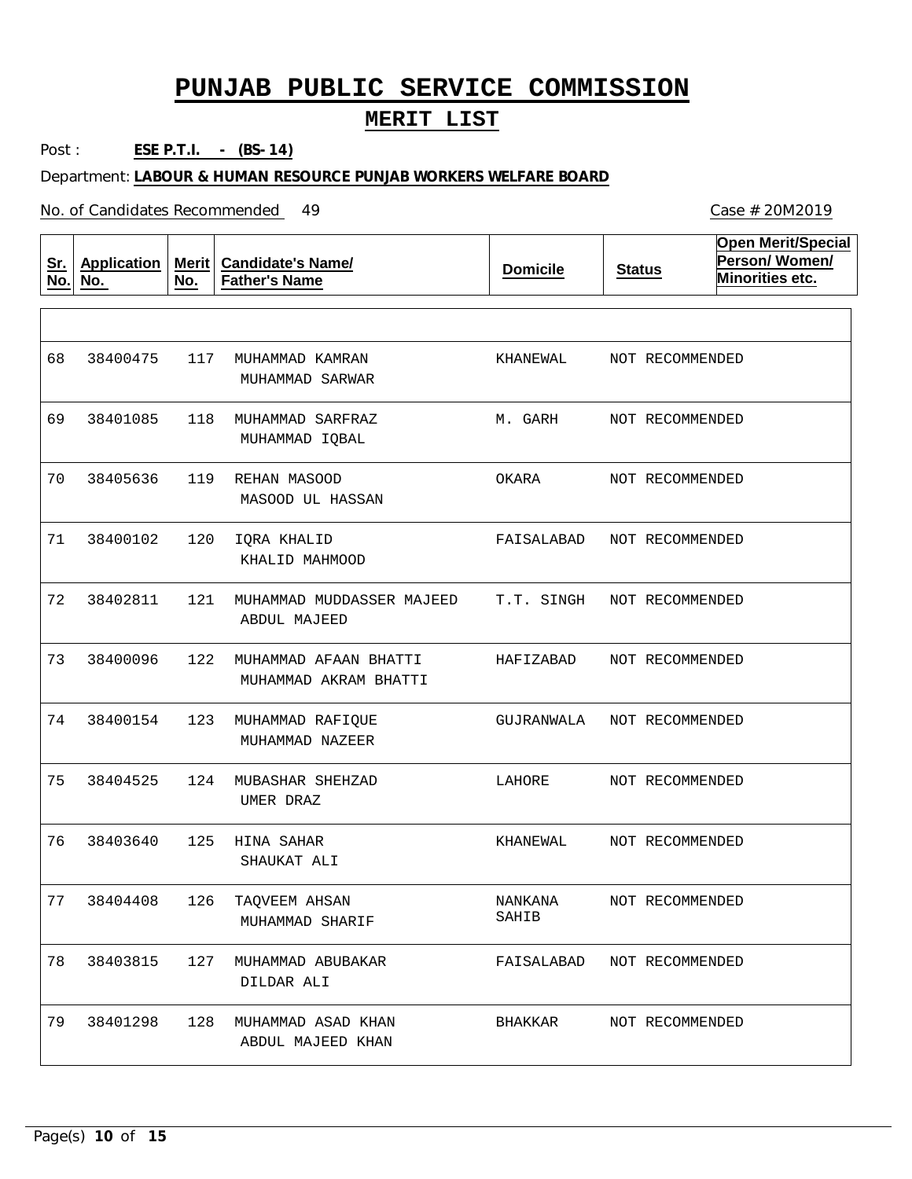# PUNJAB PUBLIC SERVICE COMMISSION

## MERIT LIST

Post : **ESE P.T.I. - (BS-14)**

Department: **LABOUR & HUMAN RESOURCE PUNJAB WORKERS WELFARE BOARD**

No. of Candidates Recommended 49

Case # 20M2019

| Sr. No. | Application No. | Merit No. | Candidate's Name/ Father's Name | Domicile | Status | Open Merit/Special Person/ Women/ Minorities etc. |
|---|---|---|---|---|---|---|
| 68 | 38400475 | 117 | MUHAMMAD KAMRAN<br>MUHAMMAD SARWAR | KHANEWAL | NOT RECOMMENDED | |
| 69 | 38401085 | 118 | MUHAMMAD SARFRAZ<br>MUHAMMAD IQBAL | M. GARH | NOT RECOMMENDED | |
| 70 | 38405636 | 119 | REHAN MASOOD<br>MASOOD UL HASSAN | OKARA | NOT RECOMMENDED | |
| 71 | 38400102 | 120 | IQRA KHALID<br>KHALID MAHMOOD | FAISALABAD | NOT RECOMMENDED | |
| 72 | 38402811 | 121 | MUHAMMAD MUDDASSER MAJEED<br>ABDUL MAJEED | T.T. SINGH | NOT RECOMMENDED | |
| 73 | 38400096 | 122 | MUHAMMAD AFAAN BHATTI<br>MUHAMMAD AKRAM BHATTI | HAFIZABAD | NOT RECOMMENDED | |
| 74 | 38400154 | 123 | MUHAMMAD RAFIQUE<br>MUHAMMAD NAZEER | GUJRANWALA | NOT RECOMMENDED | |
| 75 | 38404525 | 124 | MUBASHAR SHEHZAD<br>UMER DRAZ | LAHORE | NOT RECOMMENDED | |
| 76 | 38403640 | 125 | HINA SAHAR<br>SHAUKAT ALI | KHANEWAL | NOT RECOMMENDED | |
| 77 | 38404408 | 126 | TAQVEEM AHSAN<br>MUHAMMAD SHARIF | NANKANA SAHIB | NOT RECOMMENDED | |
| 78 | 38403815 | 127 | MUHAMMAD ABUBAKAR<br>DILDAR ALI | FAISALABAD | NOT RECOMMENDED | |
| 79 | 38401298 | 128 | MUHAMMAD ASAD KHAN<br>ABDUL MAJEED KHAN | BHAKKAR | NOT RECOMMENDED | |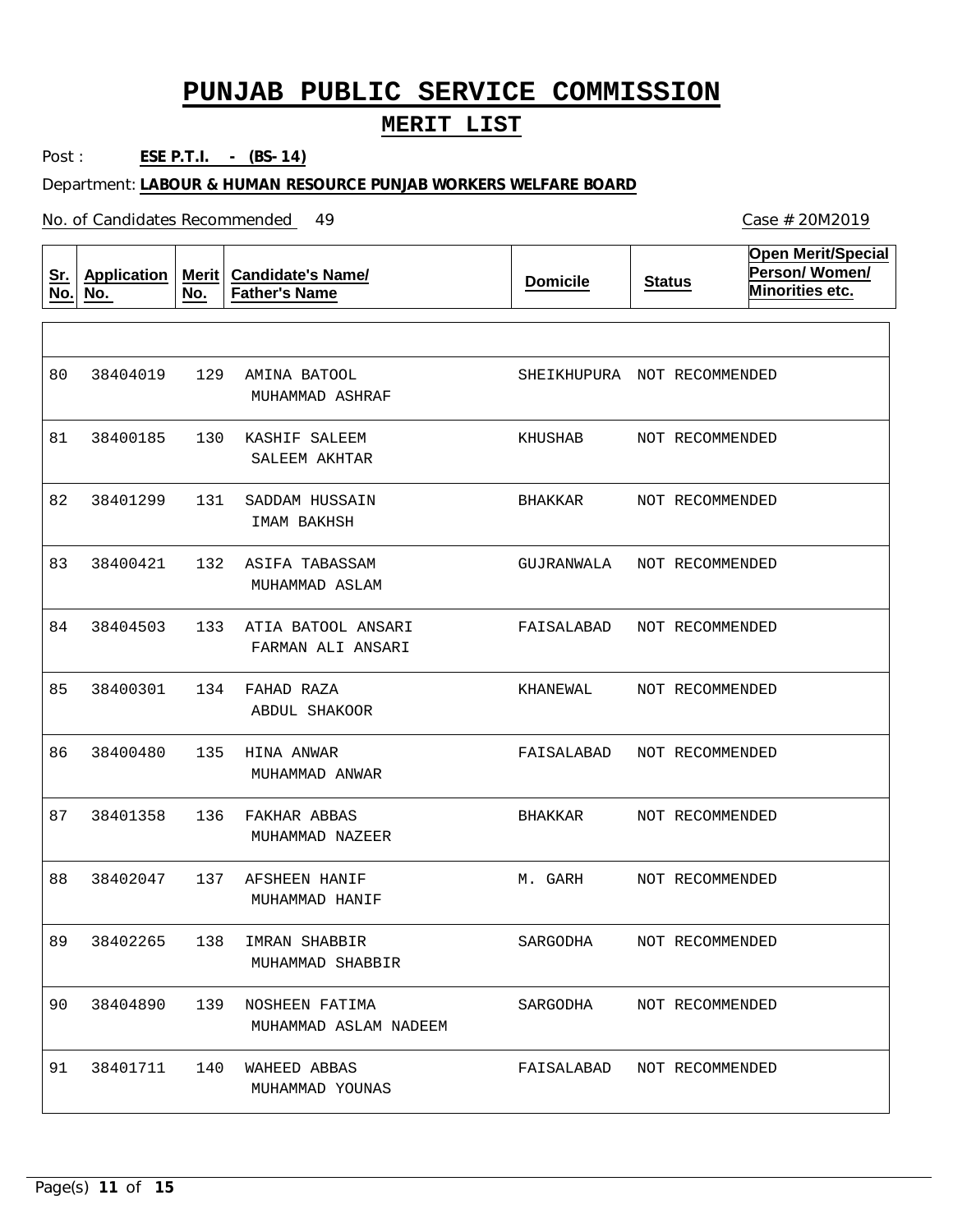# PUNJAB PUBLIC SERVICE COMMISSION

## MERIT LIST

Post : **ESE P.T.I. - (BS-14)**

Department: **LABOUR & HUMAN RESOURCE PUNJAB WORKERS WELFARE BOARD**

No. of Candidates Recommended 49

Case # 20M2019

| Sr. No. | Application No. | Merit No. | Candidate's Name/ Father's Name | Domicile | Status | Open Merit/Special Person/ Women/ Minorities etc. |
|---|---|---|---|---|---|---|
| 80 | 38404019 | 129 | AMINA BATOOL<br>MUHAMMAD ASHRAF | SHEIKHUPURA | NOT RECOMMENDED | |
| 81 | 38400185 | 130 | KASHIF SALEEM<br>SALEEM AKHTAR | KHUSHAB | NOT RECOMMENDED | |
| 82 | 38401299 | 131 | SADDAM HUSSAIN<br>IMAM BAKHSH | BHAKKAR | NOT RECOMMENDED | |
| 83 | 38400421 | 132 | ASIFA TABASSAM<br>MUHAMMAD ASLAM | GUJRANWALA | NOT RECOMMENDED | |
| 84 | 38404503 | 133 | ATIA BATOOL ANSARI<br>FARMAN ALI ANSARI | FAISALABAD | NOT RECOMMENDED | |
| 85 | 38400301 | 134 | FAHAD RAZA<br>ABDUL SHAKOOR | KHANEWAL | NOT RECOMMENDED | |
| 86 | 38400480 | 135 | HINA ANWAR<br>MUHAMMAD ANWAR | FAISALABAD | NOT RECOMMENDED | |
| 87 | 38401358 | 136 | FAKHAR ABBAS<br>MUHAMMAD NAZEER | BHAKKAR | NOT RECOMMENDED | |
| 88 | 38402047 | 137 | AFSHEEN HANIF<br>MUHAMMAD HANIF | M. GARH | NOT RECOMMENDED | |
| 89 | 38402265 | 138 | IMRAN SHABBIR<br>MUHAMMAD SHABBIR | SARGODHA | NOT RECOMMENDED | |
| 90 | 38404890 | 139 | NOSHEEN FATIMA<br>MUHAMMAD ASLAM NADEEM | SARGODHA | NOT RECOMMENDED | |
| 91 | 38401711 | 140 | WAHEED ABBAS<br>MUHAMMAD YOUNAS | FAISALABAD | NOT RECOMMENDED | |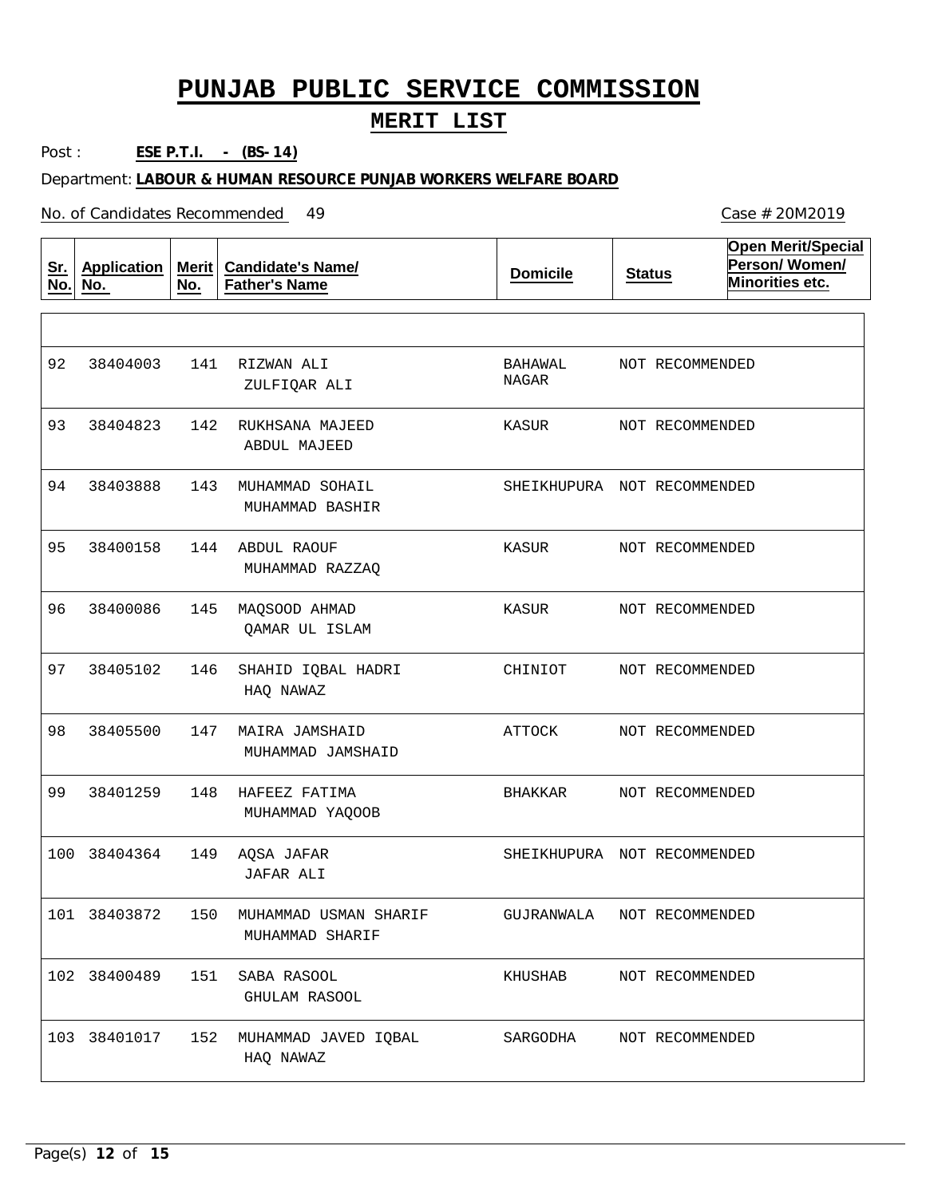# PUNJAB PUBLIC SERVICE COMMISSION

## MERIT LIST

Post : **ESE P.T.I. - (BS-14)**

Department: **LABOUR & HUMAN RESOURCE PUNJAB WORKERS WELFARE BOARD**

No. of Candidates Recommended 49

Case # 20M2019

| Sr. No. | Application No. | Merit No. | Candidate's Name/ Father's Name | Domicile | Status | Open Merit/Special Person/ Women/ Minorities etc. |
|---|---|---|---|---|---|---|
| 92 | 38404003 | 141 | RIZWAN ALI<br>ZULFIQAR ALI | BAHAWAL NAGAR | NOT RECOMMENDED | |
| 93 | 38404823 | 142 | RUKHSANA MAJEED<br>ABDUL MAJEED | KASUR | NOT RECOMMENDED | |
| 94 | 38403888 | 143 | MUHAMMAD SOHAIL<br>MUHAMMAD BASHIR | SHEIKHUPURA | NOT RECOMMENDED | |
| 95 | 38400158 | 144 | ABDUL RAOUF<br>MUHAMMAD RAZZAQ | KASUR | NOT RECOMMENDED | |
| 96 | 38400086 | 145 | MAQSOOD AHMAD<br>QAMAR UL ISLAM | KASUR | NOT RECOMMENDED | |
| 97 | 38405102 | 146 | SHAHID IQBAL HADRI<br>HAQ NAWAZ | CHINIOT | NOT RECOMMENDED | |
| 98 | 38405500 | 147 | MAIRA JAMSHAID<br>MUHAMMAD JAMSHAID | ATTOCK | NOT RECOMMENDED | |
| 99 | 38401259 | 148 | HAFEEZ FATIMA<br>MUHAMMAD YAQOOB | BHAKKAR | NOT RECOMMENDED | |
| 100 | 38404364 | 149 | AQSA JAFAR<br>JAFAR ALI | SHEIKHUPURA | NOT RECOMMENDED | |
| 101 | 38403872 | 150 | MUHAMMAD USMAN SHARIF<br>MUHAMMAD SHARIF | GUJRANWALA | NOT RECOMMENDED | |
| 102 | 38400489 | 151 | SABA RASOOL<br>GHULAM RASOOL | KHUSHAB | NOT RECOMMENDED | |
| 103 | 38401017 | 152 | MUHAMMAD JAVED IQBAL<br>HAQ NAWAZ | SARGODHA | NOT RECOMMENDED | |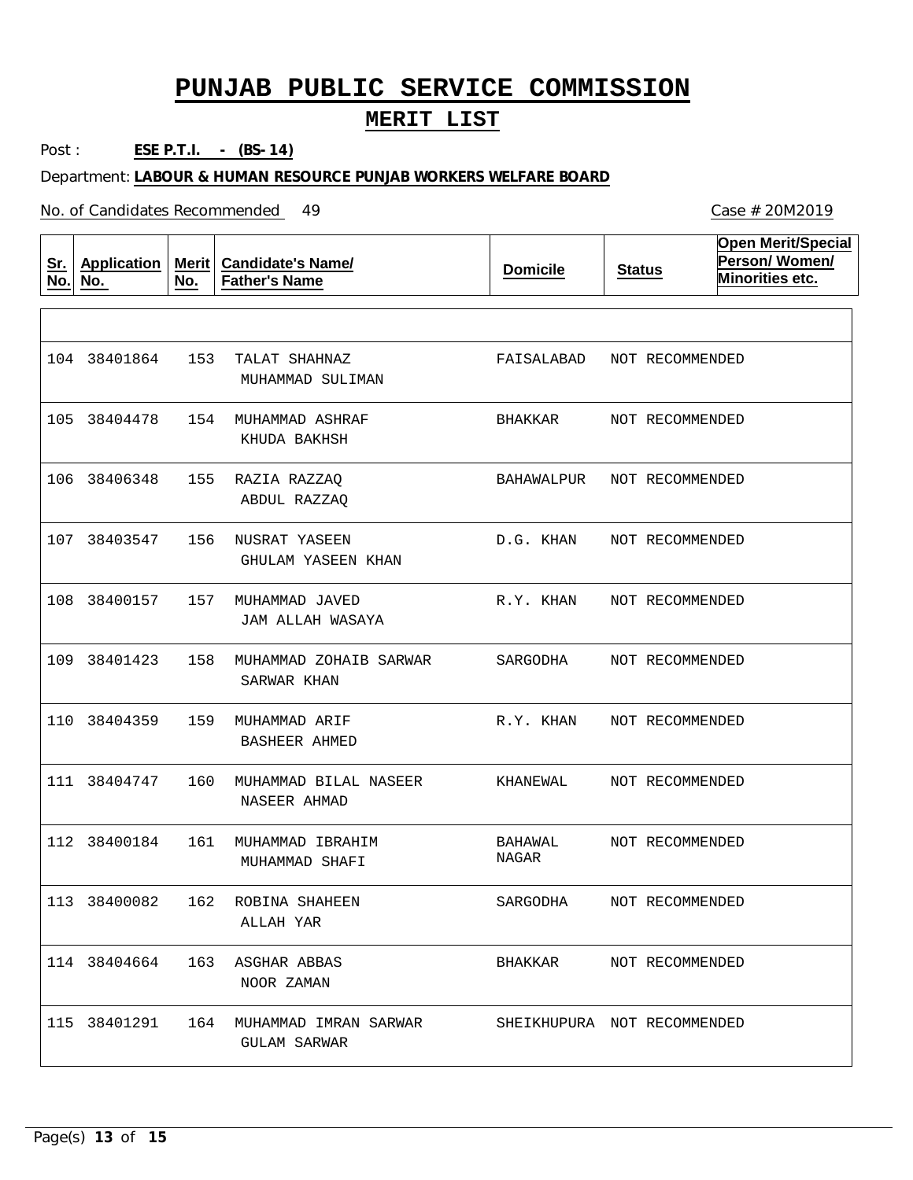# PUNJAB PUBLIC SERVICE COMMISSION

## MERIT LIST

Post : **ESE P.T.I. - (BS-14)**

Department: **LABOUR & HUMAN RESOURCE PUNJAB WORKERS WELFARE BOARD**

No. of Candidates Recommended 49

Case # 20M2019

| Sr. No. | Application No. | Merit No. | Candidate's Name/ Father's Name | Domicile | Status | Open Merit/Special Person/ Women/ Minorities etc. |
|---|---|---|---|---|---|---|
| 104 | 38401864 | 153 | TALAT SHAHNAZ<br>MUHAMMAD SULIMAN | FAISALABAD | NOT RECOMMENDED | |
| 105 | 38404478 | 154 | MUHAMMAD ASHRAF<br>KHUDA BAKHSH | BHAKKAR | NOT RECOMMENDED | |
| 106 | 38406348 | 155 | RAZIA RAZZAQ<br>ABDUL RAZZAQ | BAHAWALPUR | NOT RECOMMENDED | |
| 107 | 38403547 | 156 | NUSRAT YASEEN<br>GHULAM YASEEN KHAN | D.G. KHAN | NOT RECOMMENDED | |
| 108 | 38400157 | 157 | MUHAMMAD JAVED<br>JAM ALLAH WASAYA | R.Y. KHAN | NOT RECOMMENDED | |
| 109 | 38401423 | 158 | MUHAMMAD ZOHAIB SARWAR<br>SARWAR KHAN | SARGODHA | NOT RECOMMENDED | |
| 110 | 38404359 | 159 | MUHAMMAD ARIF<br>BASHEER AHMED | R.Y. KHAN | NOT RECOMMENDED | |
| 111 | 38404747 | 160 | MUHAMMAD BILAL NASEER<br>NASEER AHMAD | KHANEWAL | NOT RECOMMENDED | |
| 112 | 38400184 | 161 | MUHAMMAD IBRAHIM<br>MUHAMMAD SHAFI | BAHAWAL NAGAR | NOT RECOMMENDED | |
| 113 | 38400082 | 162 | ROBINA SHAHEEN<br>ALLAH YAR | SARGODHA | NOT RECOMMENDED | |
| 114 | 38404664 | 163 | ASGHAR ABBAS<br>NOOR ZAMAN | BHAKKAR | NOT RECOMMENDED | |
| 115 | 38401291 | 164 | MUHAMMAD IMRAN SARWAR<br>GULAM SARWAR | SHEIKHUPURA | NOT RECOMMENDED | |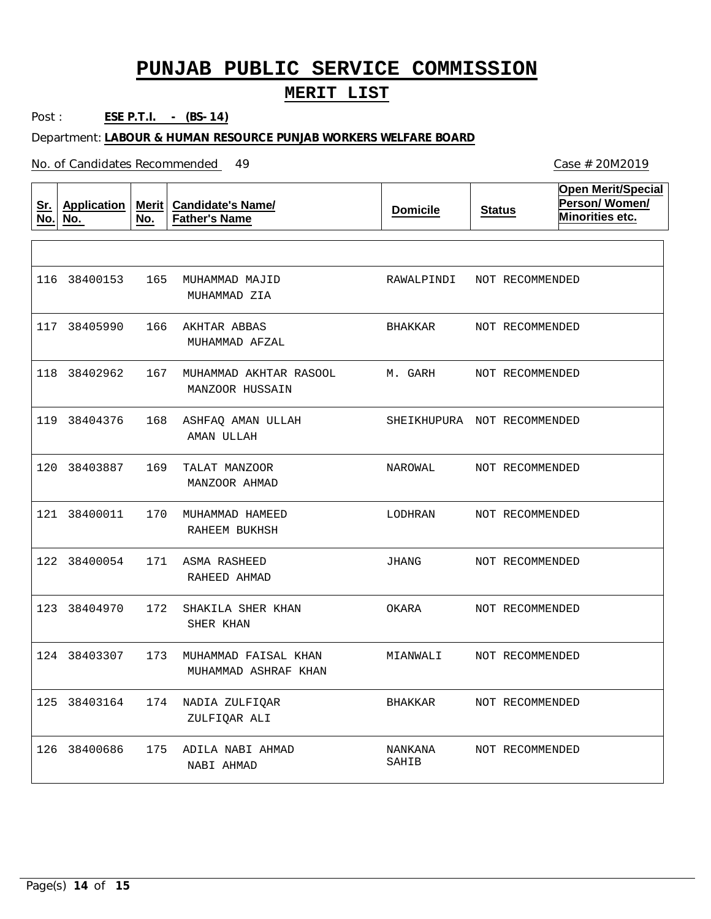# PUNJAB PUBLIC SERVICE COMMISSION

## MERIT LIST

Post : **ESE P.T.I. - (BS-14)**

Department: **LABOUR & HUMAN RESOURCE PUNJAB WORKERS WELFARE BOARD**

No. of Candidates Recommended 49

Case # 20M2019

| Sr. No. | Application No. | Merit No. | Candidate's Name/ Father's Name | Domicile | Status | Open Merit/Special Person/ Women/ Minorities etc. |
|---|---|---|---|---|---|---|
| 116 | 38400153 | 165 | MUHAMMAD MAJID<br>MUHAMMAD ZIA | RAWALPINDI | NOT RECOMMENDED | |
| 117 | 38405990 | 166 | AKHTAR ABBAS<br>MUHAMMAD AFZAL | BHAKKAR | NOT RECOMMENDED | |
| 118 | 38402962 | 167 | MUHAMMAD AKHTAR RASOOL<br>MANZOOR HUSSAIN | M. GARH | NOT RECOMMENDED | |
| 119 | 38404376 | 168 | ASHFAQ AMAN ULLAH<br>AMAN ULLAH | SHEIKHUPURA | NOT RECOMMENDED | |
| 120 | 38403887 | 169 | TALAT MANZOOR<br>MANZOOR AHMAD | NAROWAL | NOT RECOMMENDED | |
| 121 | 38400011 | 170 | MUHAMMAD HAMEED<br>RAHEEM BUKHSH | LODHRAN | NOT RECOMMENDED | |
| 122 | 38400054 | 171 | ASMA RASHEED<br>RAHEED AHMAD | JHANG | NOT RECOMMENDED | |
| 123 | 38404970 | 172 | SHAKILA SHER KHAN<br>SHER KHAN | OKARA | NOT RECOMMENDED | |
| 124 | 38403307 | 173 | MUHAMMAD FAISAL KHAN<br>MUHAMMAD ASHRAF KHAN | MIANWALI | NOT RECOMMENDED | |
| 125 | 38403164 | 174 | NADIA ZULFIQAR<br>ZULFIQAR ALI | BHAKKAR | NOT RECOMMENDED | |
| 126 | 38400686 | 175 | ADILA NABI AHMAD<br>NABI AHMAD | NANKANA SAHIB | NOT RECOMMENDED | |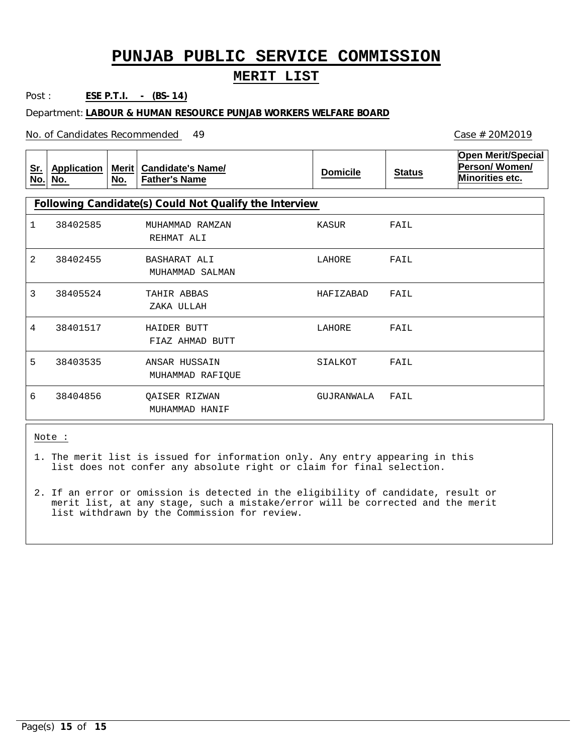# PUNJAB PUBLIC SERVICE COMMISSION

## MERIT LIST

Post : **ESE P.T.I. - (BS-14)**

Department: **LABOUR & HUMAN RESOURCE PUNJAB WORKERS WELFARE BOARD**

No. of Candidates Recommended 49

Case # 20M2019

| Sr. No. | Application No. | Merit No. | Candidate's Name/ Father's Name | Domicile | Status | Open Merit/Special Person/ Women/ Minorities etc. |
|---|---|---|---|---|---|---|
| **Following Candidate(s) Could Not Qualify the Interview** | | | | | | |
| 1 | 38402585 | | MUHAMMAD RAMZAN<br>REHMAT ALI | KASUR | FAIL | |
| 2 | 38402455 | | BASHARAT ALI<br>MUHAMMAD SALMAN | LAHORE | FAIL | |
| 3 | 38405524 | | TAHIR ABBAS<br>ZAKA ULLAH | HAFIZABAD | FAIL | |
| 4 | 38401517 | | HAIDER BUTT<br>FIAZ AHMAD BUTT | LAHORE | FAIL | |
| 5 | 38403535 | | ANSAR HUSSAIN<br>MUHAMMAD RAFIQUE | SIALKOT | FAIL | |
| 6 | 38404856 | | QAISER RIZWAN<br>MUHAMMAD HANIF | GUJRANWALA | FAIL | |

Note :

1. The merit list is issued for information only. Any entry appearing in this list does not confer any absolute right or claim for final selection.
2. If an error or omission is detected in the eligibility of candidate, result or merit list, at any stage, such a mistake/error will be corrected and the merit list withdrawn by the Commission for review.